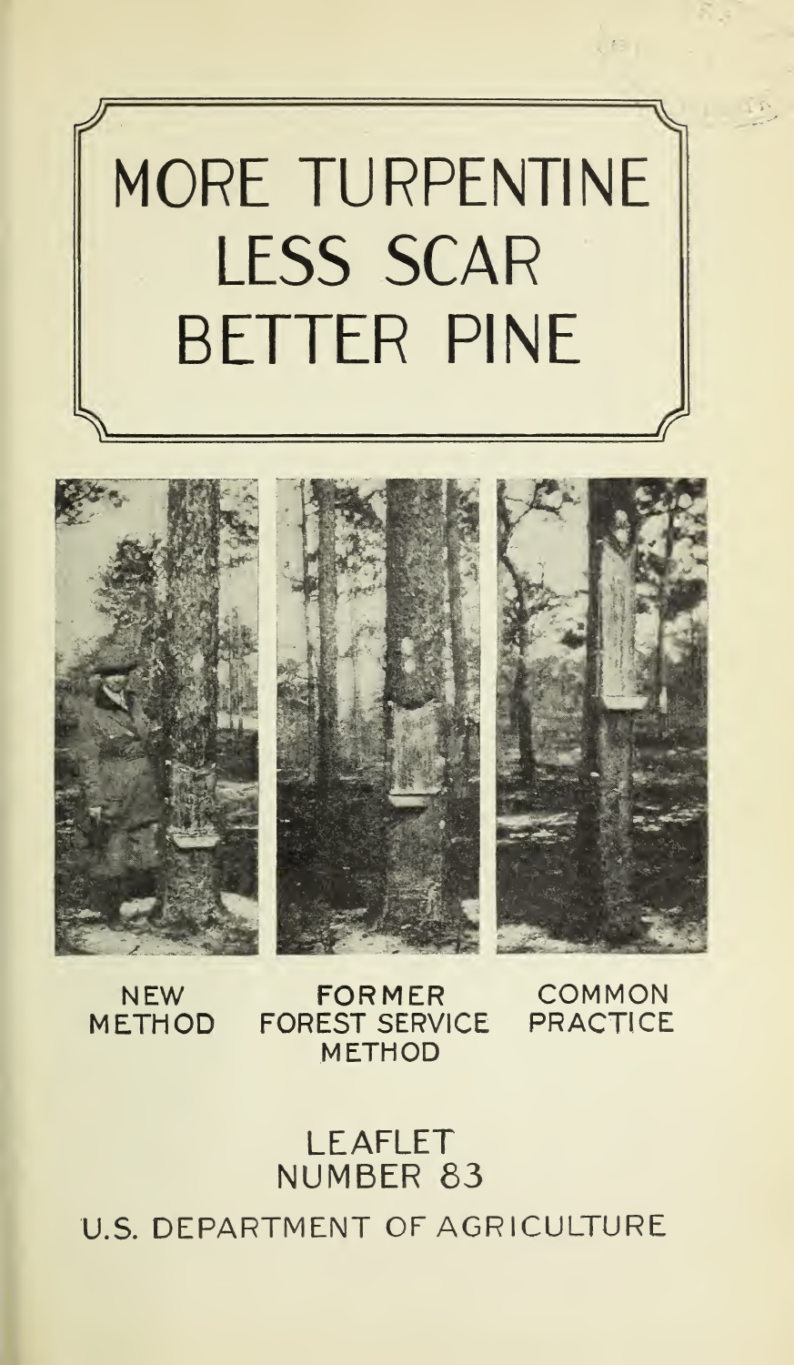# MORE TURPENTINE LESS SCAR BETTER PINE

NEW METHOD

FORMER FOREST SERVICE METHOD

COMMON PRACTICE

LEAFLET NUMBER 83

U.S. DEPARTMENT OF AGRICULTURE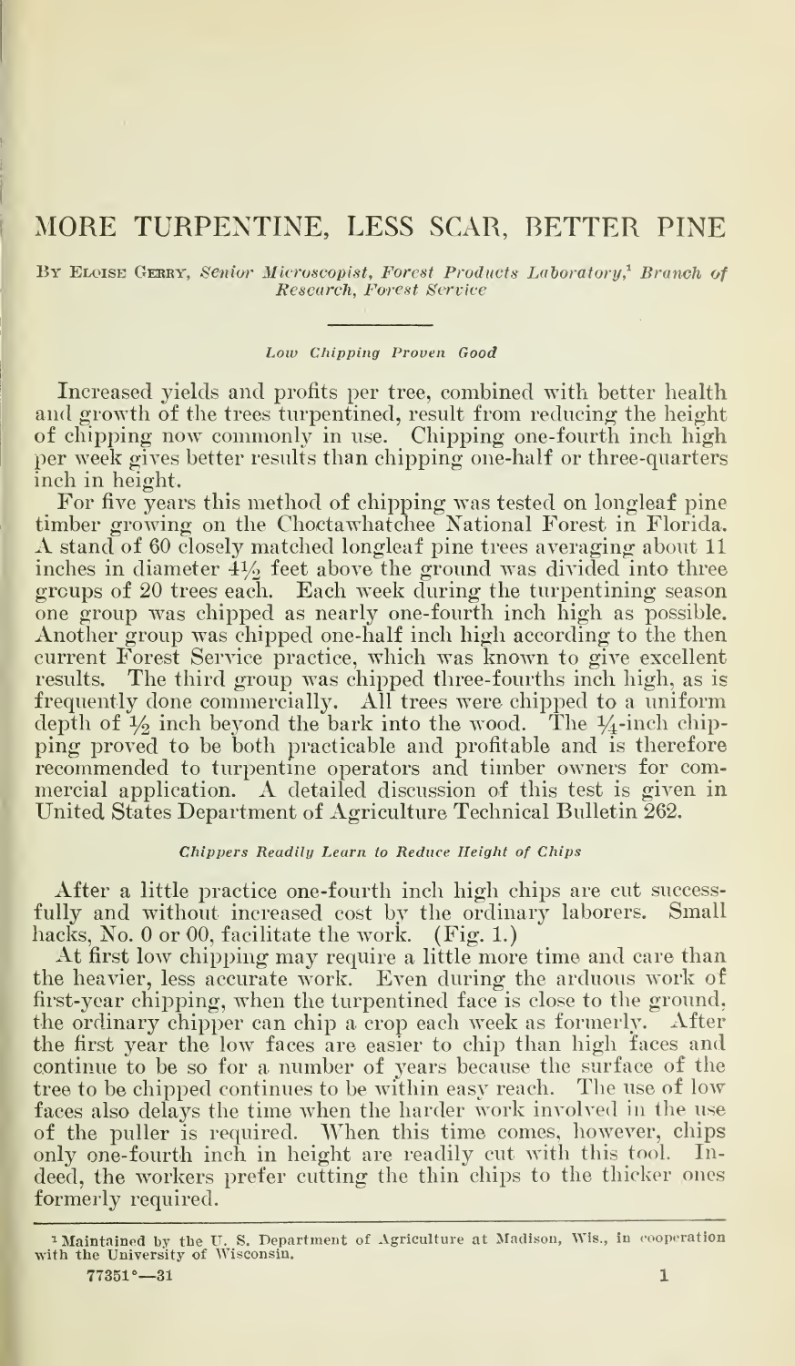# MORE TURPENTINE, LESS SCAR, BETTER PINE

By Eloise Gerry, *Senior Microscopist, Forest Products Laboratory,*[1] *Branch of Research, Forest Service*

---

### *Low Chipping Proven Good*

Increased yields and profits per tree, combined with better health and growth of the trees turpentined, result from reducing the height of chipping now commonly in use. Chipping one-fourth inch high per week gives better results than chipping one-half or three-quarters inch in height.

For five years this method of chipping was tested on longleaf pine timber growing on the Choctawhatchee National Forest in Florida. A stand of 60 closely matched longleaf pine trees averaging about 11 inches in diameter 4½ feet above the ground was divided into three groups of 20 trees each. Each week during the turpentining season one group was chipped as nearly one-fourth inch high as possible. Another group was chipped one-half inch high according to the then current Forest Service practice, which was known to give excellent results. The third group was chipped three-fourths inch high, as is frequently done commercially. All trees were chipped to a uniform depth of ½ inch beyond the bark into the wood. The ¼-inch chipping proved to be both practicable and profitable and is therefore recommended to turpentine operators and timber owners for commercial application. A detailed discussion of this test is given in United States Department of Agriculture Technical Bulletin 262.

### *Chippers Readily Learn to Reduce Height of Chips*

After a little practice one-fourth inch high chips are cut successfully and without increased cost by the ordinary laborers. Small hacks, No. 0 or 00, facilitate the work. (Fig. 1.)

At first low chipping may require a little more time and care than the heavier, less accurate work. Even during the arduous work of first-year chipping, when the turpentined face is close to the ground, the ordinary chipper can chip a crop each week as formerly. After the first year the low faces are easier to chip than high faces and continue to be so for a number of years because the surface of the tree to be chipped continues to be within easy reach. The use of low faces also delays the time when the harder work involved in the use of the puller is required. When this time comes, however, chips only one-fourth inch in height are readily cut with this tool. Indeed, the workers prefer cutting the thin chips to the thicker ones formerly required.

---

[1] Maintained by the U. S. Department of Agriculture at Madison, Wis., in cooperation with the University of Wisconsin.

77351°—31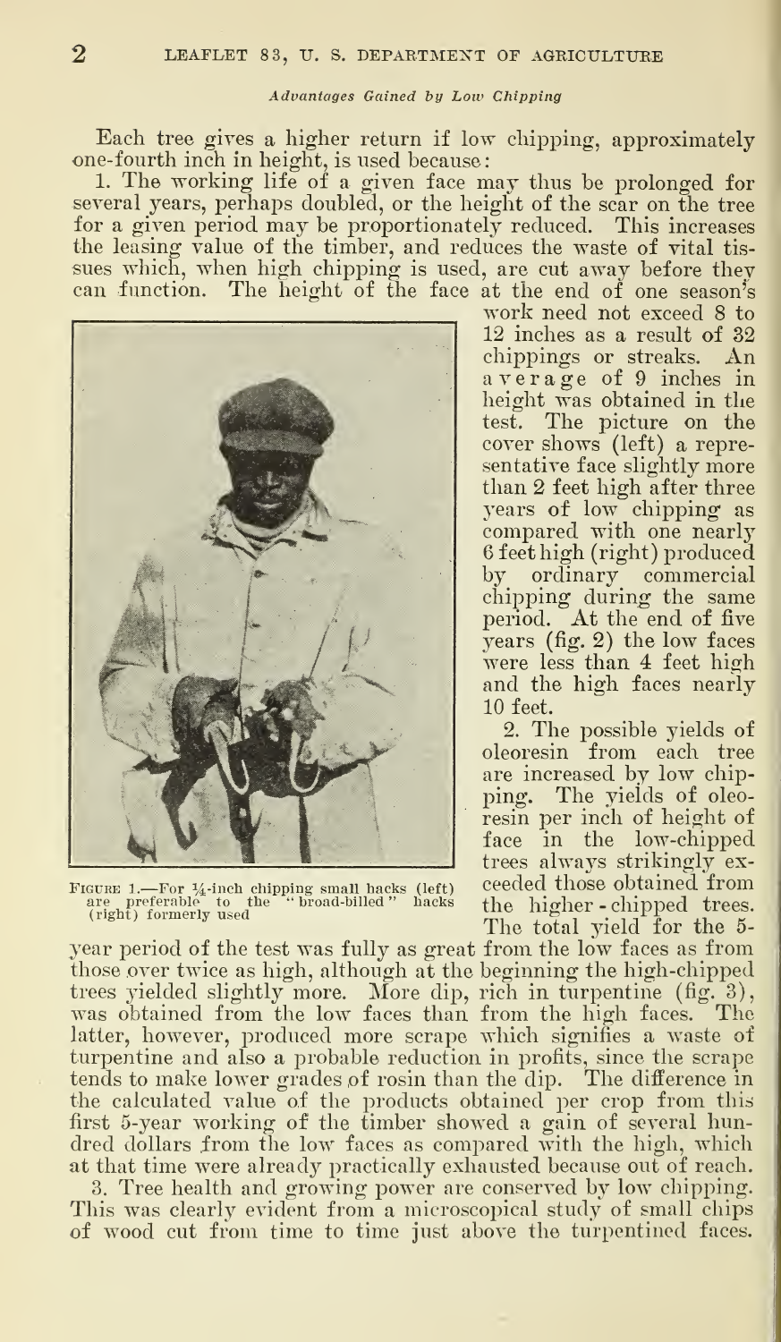*Advantages Gained by Low Chipping*

Each tree gives a higher return if low chipping, approximately one-fourth inch in height, is used because:

1. The working life of a given face may thus be prolonged for several years, perhaps doubled, or the height of the scar on the tree for a given period may be proportionately reduced. This increases the leasing value of the timber, and reduces the waste of vital tissues which, when high chipping is used, are cut away before they can function. The height of the face at the end of one season's work need not exceed 8 to 12 inches as a result of 32 chippings or streaks. An average of 9 inches in height was obtained in the test. The picture on the cover shows (left) a representative face slightly more than 2 feet high after three years of low chipping as compared with one nearly 6 feet high (right) produced by ordinary commercial chipping during the same period. At the end of five years (fig. 2) the low faces were less than 4 feet high and the high faces nearly 10 feet.

FIGURE 1.—For ¼-inch chipping small hacks (left) are preferable to the "broad-billed" hacks (right) formerly used

2. The possible yields of oleoresin from each tree are increased by low chipping. The yields of oleoresin per inch of height of face in the low-chipped trees always strikingly exceeded those obtained from the higher-chipped trees. The total yield for the 5-year period of the test was fully as great from the low faces as from those over twice as high, although at the beginning the high-chipped trees yielded slightly more. More dip, rich in turpentine (fig. 3), was obtained from the low faces than from the high faces. The latter, however, produced more scrape which signifies a waste of turpentine and also a probable reduction in profits, since the scrape tends to make lower grades of rosin than the dip. The difference in the calculated value of the products obtained per crop from this first 5-year working of the timber showed a gain of several hundred dollars from the low faces as compared with the high, which at that time were already practically exhausted because out of reach.

3. Tree health and growing power are conserved by low chipping. This was clearly evident from a microscopical study of small chips of wood cut from time to time just above the turpentined faces.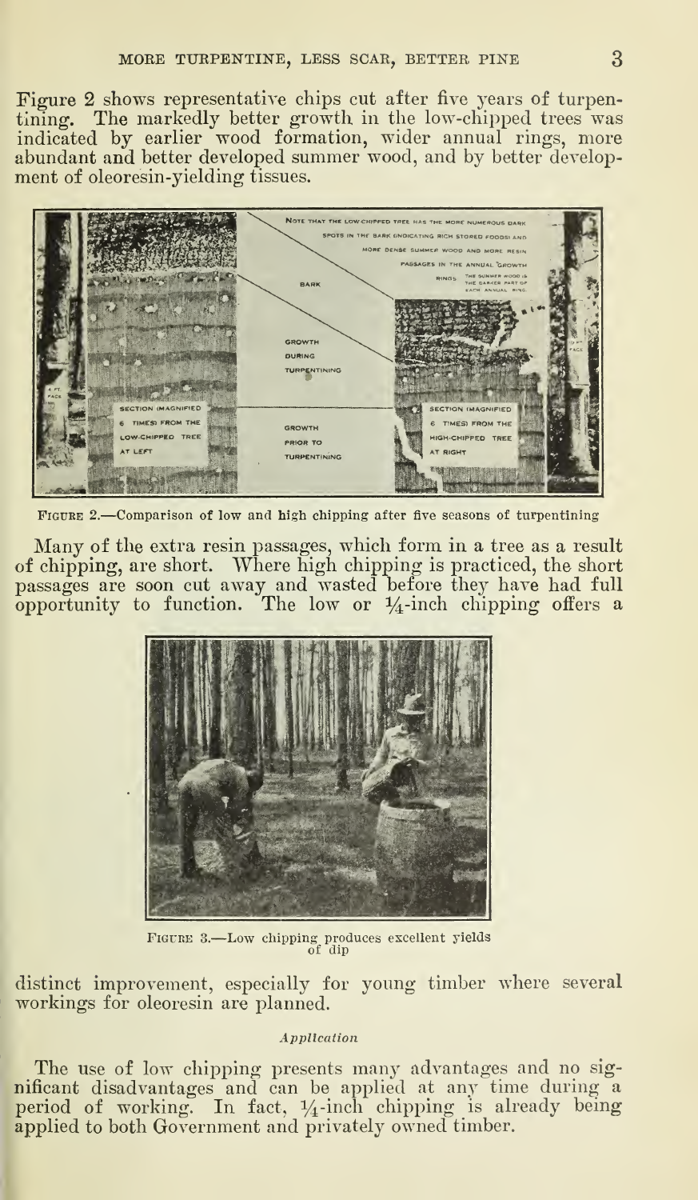Figure 2 shows representative chips cut after five years of turpentining. The markedly better growth in the low-chipped trees was indicated by earlier wood formation, wider annual rings, more abundant and better developed summer wood, and by better development of oleoresin-yielding tissues.

FIGURE 2.—Comparison of low and high chipping after five seasons of turpentining

Many of the extra resin passages, which form in a tree as a result of chipping, are short. Where high chipping is practiced, the short passages are soon cut away and wasted before they have had full opportunity to function. The low or ¼-inch chipping offers a distinct improvement, especially for young timber where several workings for oleoresin are planned.

FIGURE 3.—Low chipping produces excellent yields of dip

#### *Application*

The use of low chipping presents many advantages and no significant disadvantages and can be applied at any time during a period of working. In fact, ¼-inch chipping is already being applied to both Government and privately owned timber.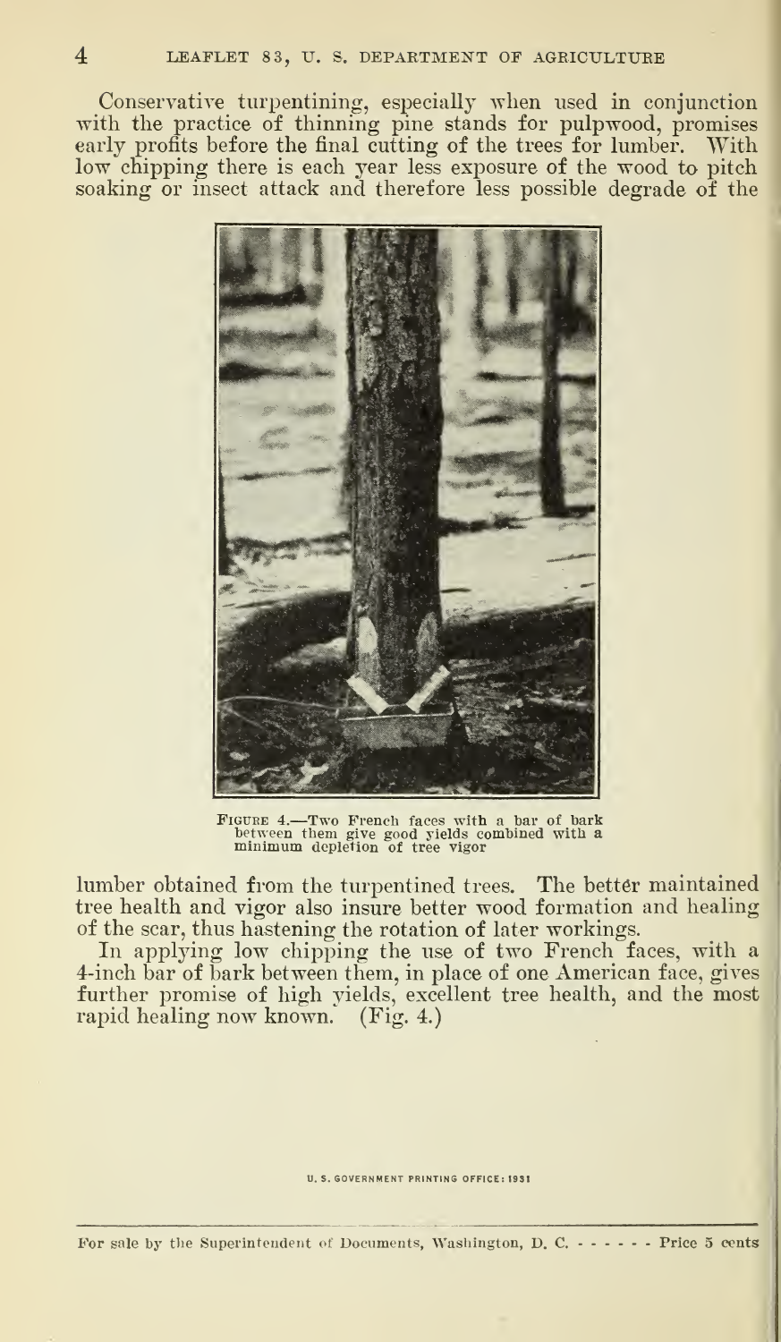Conservative turpentining, especially when used in conjunction with the practice of thinning pine stands for pulpwood, promises early profits before the final cutting of the trees for lumber. With low chipping there is each year less exposure of the wood to pitch soaking or insect attack and therefore less possible degrade of the lumber obtained from the turpentined trees. The better maintained tree health and vigor also insure better wood formation and healing of the scar, thus hastening the rotation of later workings.

FIGURE 4.—Two French faces with a bar of bark between them give good yields combined with a minimum depletion of tree vigor

In applying low chipping the use of two French faces, with a 4-inch bar of bark between them, in place of one American face, gives further promise of high yields, excellent tree health, and the most rapid healing now known. (Fig. 4.)

U. S. GOVERNMENT PRINTING OFFICE: 1931

For sale by the Superintendent of Documents, Washington, D. C. - - - - - - Price 5 cents